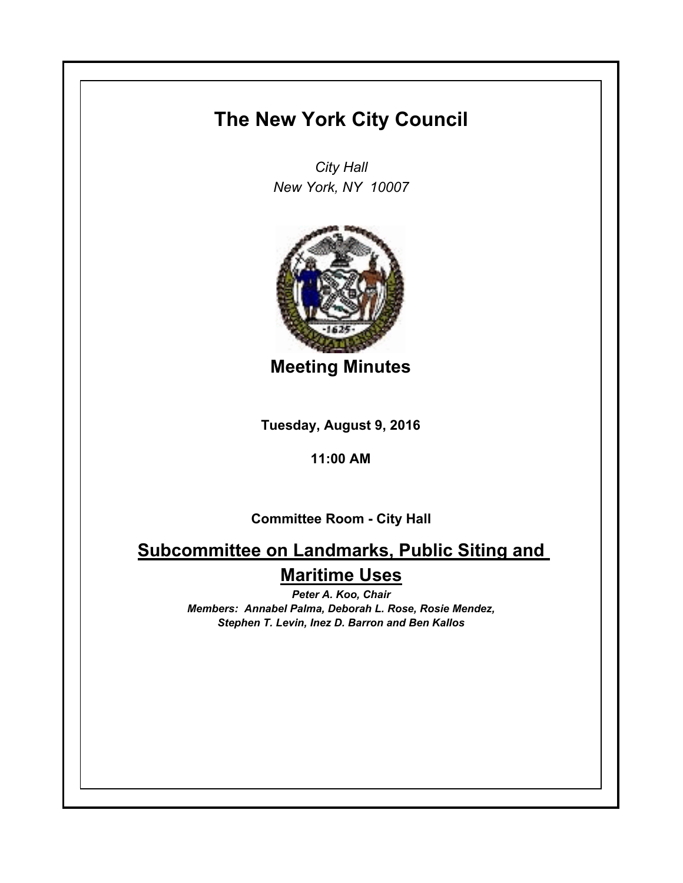# The New York City Council

*City Hall*
*New York, NY 10007*

## Meeting Minutes

**Tuesday, August 9, 2016**

**11:00 AM**

**Committee Room - City Hall**

## Subcommittee on Landmarks, Public Siting and Maritime Uses

***Peter A. Koo, Chair***
***Members: Annabel Palma, Deborah L. Rose, Rosie Mendez, Stephen T. Levin, Inez D. Barron and Ben Kallos***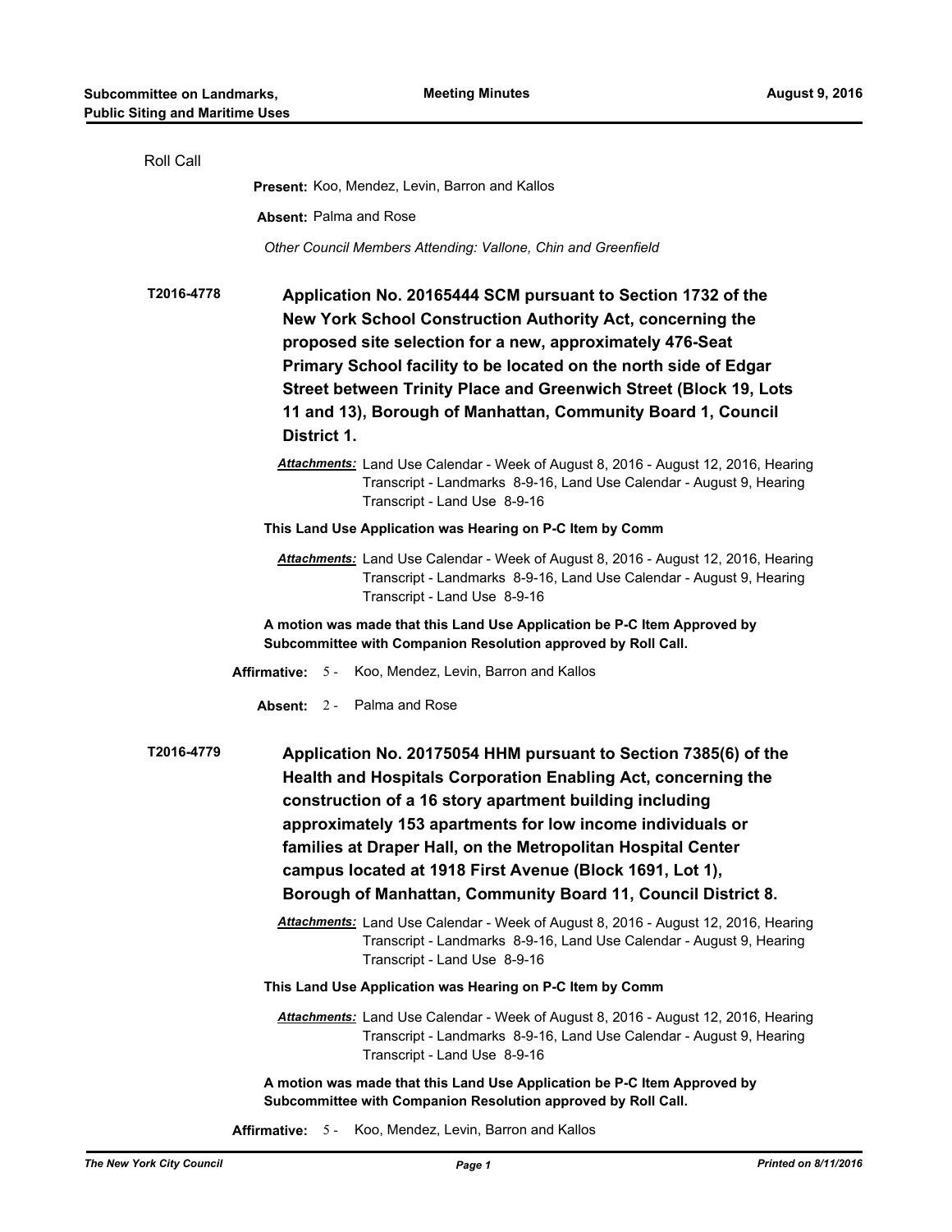Roll Call

**Present:** Koo, Mendez, Levin, Barron and Kallos

**Absent:** Palma and Rose

*Other Council Members Attending: Vallone, Chin and Greenfield*

**T2016-4778**

**Application No. 20165444 SCM pursuant to Section 1732 of the New York School Construction Authority Act, concerning the proposed site selection for a new, approximately 476-Seat Primary School facility to be located on the north side of Edgar Street between Trinity Place and Greenwich Street (Block 19, Lots 11 and 13), Borough of Manhattan, Community Board 1, Council District 1.**

***Attachments:*** Land Use Calendar - Week of August 8, 2016 - August 12, 2016, Hearing Transcript - Landmarks 8-9-16, Land Use Calendar - August 9, Hearing Transcript - Land Use 8-9-16

**This Land Use Application was Hearing on P-C Item by Comm**

***Attachments:*** Land Use Calendar - Week of August 8, 2016 - August 12, 2016, Hearing Transcript - Landmarks 8-9-16, Land Use Calendar - August 9, Hearing Transcript - Land Use 8-9-16

**A motion was made that this Land Use Application be P-C Item Approved by Subcommittee with Companion Resolution approved by Roll Call.**

**Affirmative:** 5 - Koo, Mendez, Levin, Barron and Kallos

**Absent:** 2 - Palma and Rose

**T2016-4779**

**Application No. 20175054 HHM pursuant to Section 7385(6) of the Health and Hospitals Corporation Enabling Act, concerning the construction of a 16 story apartment building including approximately 153 apartments for low income individuals or families at Draper Hall, on the Metropolitan Hospital Center campus located at 1918 First Avenue (Block 1691, Lot 1), Borough of Manhattan, Community Board 11, Council District 8.**

***Attachments:*** Land Use Calendar - Week of August 8, 2016 - August 12, 2016, Hearing Transcript - Landmarks 8-9-16, Land Use Calendar - August 9, Hearing Transcript - Land Use 8-9-16

**This Land Use Application was Hearing on P-C Item by Comm**

***Attachments:*** Land Use Calendar - Week of August 8, 2016 - August 12, 2016, Hearing Transcript - Landmarks 8-9-16, Land Use Calendar - August 9, Hearing Transcript - Land Use 8-9-16

**A motion was made that this Land Use Application be P-C Item Approved by Subcommittee with Companion Resolution approved by Roll Call.**

**Affirmative:** 5 - Koo, Mendez, Levin, Barron and Kallos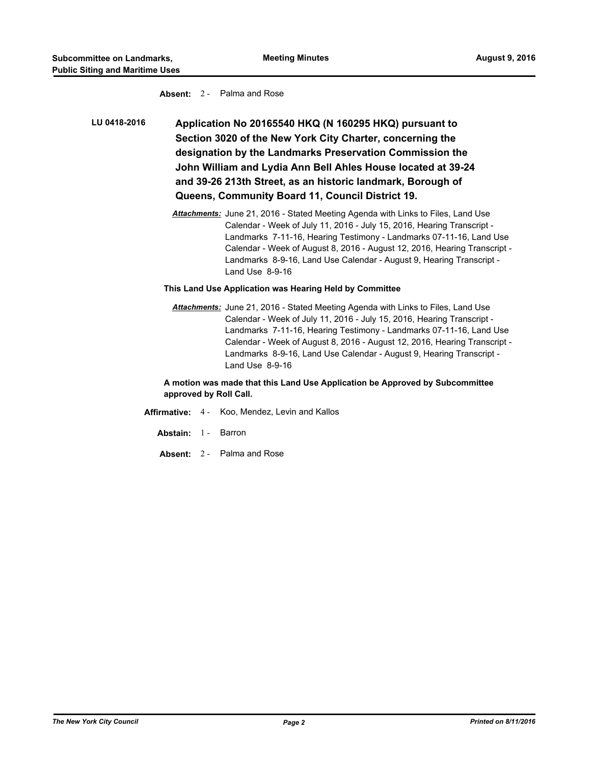**Absent:** 2 - Palma and Rose

**LU 0418-2016**

**Application No 20165540 HKQ (N 160295 HKQ) pursuant to Section 3020 of the New York City Charter, concerning the designation by the Landmarks Preservation Commission the John William and Lydia Ann Bell Ahles House located at 39-24 and 39-26 213th Street, as an historic landmark, Borough of Queens, Community Board 11, Council District 19.**

***Attachments:*** June 21, 2016 - Stated Meeting Agenda with Links to Files, Land Use Calendar - Week of July 11, 2016 - July 15, 2016, Hearing Transcript - Landmarks 7-11-16, Hearing Testimony - Landmarks 07-11-16, Land Use Calendar - Week of August 8, 2016 - August 12, 2016, Hearing Transcript - Landmarks 8-9-16, Land Use Calendar - August 9, Hearing Transcript - Land Use 8-9-16

**This Land Use Application was Hearing Held by Committee**

***Attachments:*** June 21, 2016 - Stated Meeting Agenda with Links to Files, Land Use Calendar - Week of July 11, 2016 - July 15, 2016, Hearing Transcript - Landmarks 7-11-16, Hearing Testimony - Landmarks 07-11-16, Land Use Calendar - Week of August 8, 2016 - August 12, 2016, Hearing Transcript - Landmarks 8-9-16, Land Use Calendar - August 9, Hearing Transcript - Land Use 8-9-16

**A motion was made that this Land Use Application be Approved by Subcommittee approved by Roll Call.**

**Affirmative:** 4 - Koo, Mendez, Levin and Kallos

**Abstain:** 1 - Barron

**Absent:** 2 - Palma and Rose